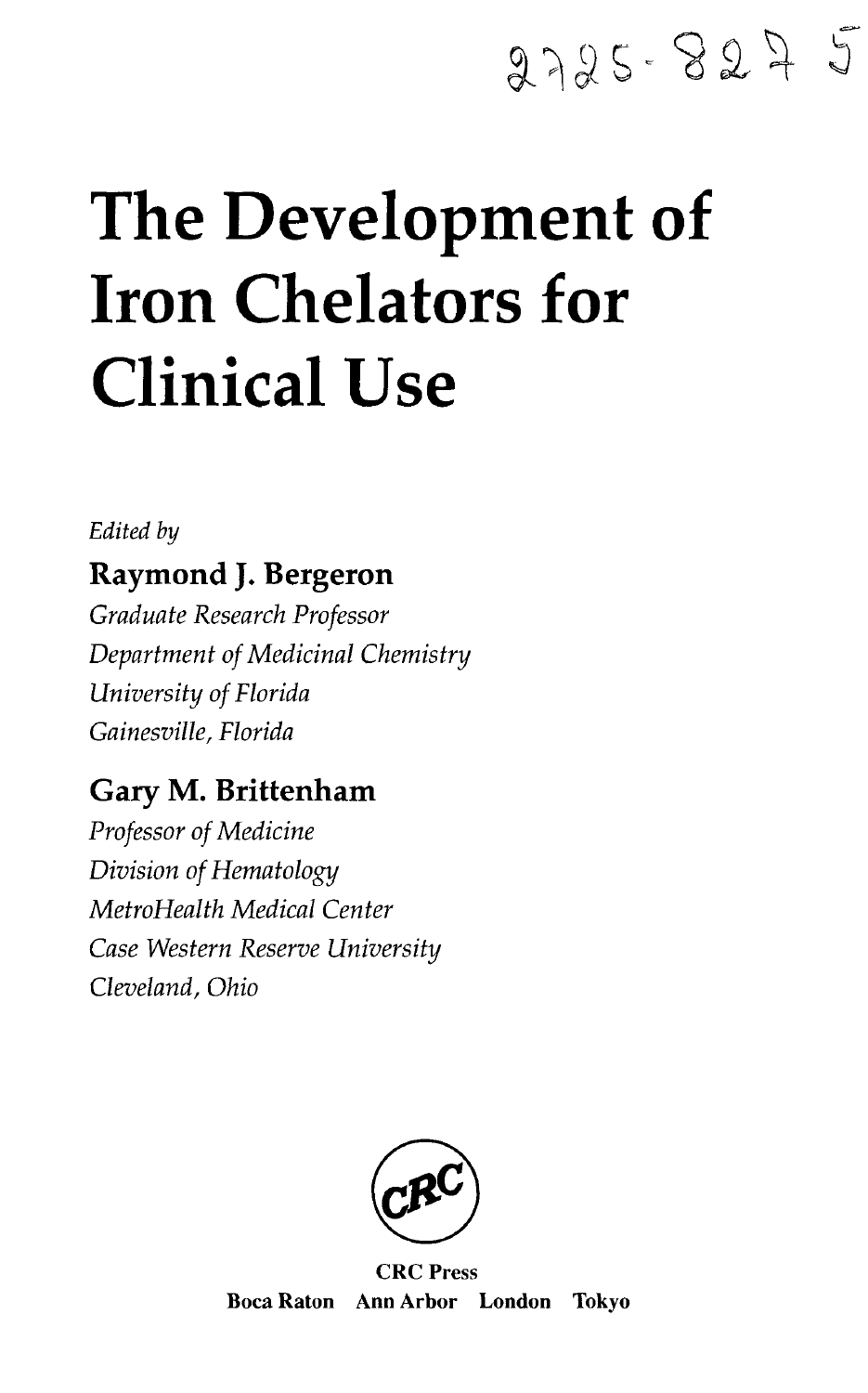2725-827 5

# The Development of Iron Chelators for Clinical Use

*Edited by*

**Raymond J. Bergeron**
*Graduate Research Professor*
*Department of Medicinal Chemistry*
*University of Florida*
*Gainesville, Florida*

**Gary M. Brittenham**
*Professor of Medicine*
*Division of Hematology*
*MetroHealth Medical Center*
*Case Western Reserve University*
*Cleveland, Ohio*

CRC

**CRC Press**
**Boca Raton Ann Arbor London Tokyo**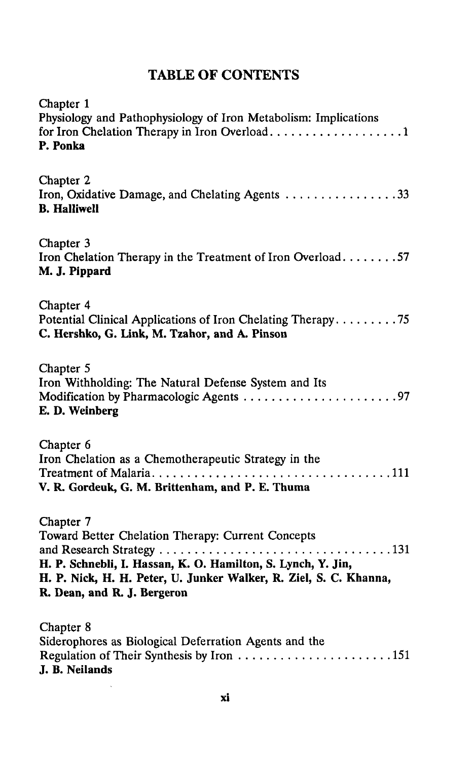# TABLE OF CONTENTS

Chapter 1
Physiology and Pathophysiology of Iron Metabolism: Implications for Iron Chelation Therapy in Iron Overload . . . . . . . . . . . . . . . . . . . 1
**P. Ponka**

Chapter 2
Iron, Oxidative Damage, and Chelating Agents . . . . . . . . . . . . . . . . 33
**B. Halliwell**

Chapter 3
Iron Chelation Therapy in the Treatment of Iron Overload . . . . . . . . 57
**M. J. Pippard**

Chapter 4
Potential Clinical Applications of Iron Chelating Therapy . . . . . . . . . 75
**C. Hershko, G. Link, M. Tzahor, and A. Pinson**

Chapter 5
Iron Withholding: The Natural Defense System and Its Modification by Pharmacologic Agents . . . . . . . . . . . . . . . . . . . . . . 97
**E. D. Weinberg**

Chapter 6
Iron Chelation as a Chemotherapeutic Strategy in the Treatment of Malaria . . . . . . . . . . . . . . . . . . . . . . . . . . . . . . . . . . 111
**V. R. Gordeuk, G. M. Brittenham, and P. E. Thuma**

Chapter 7
Toward Better Chelation Therapy: Current Concepts and Research Strategy . . . . . . . . . . . . . . . . . . . . . . . . . . . . . . . . . 131
**H. P. Schnebli, I. Hassan, K. O. Hamilton, S. Lynch, Y. Jin, H. P. Nick, H. H. Peter, U. Junker Walker, R. Ziel, S. C. Khanna, R. Dean, and R. J. Bergeron**

Chapter 8
Siderophores as Biological Deferration Agents and the Regulation of Their Synthesis by Iron . . . . . . . . . . . . . . . . . . . . . 151
**J. B. Neilands**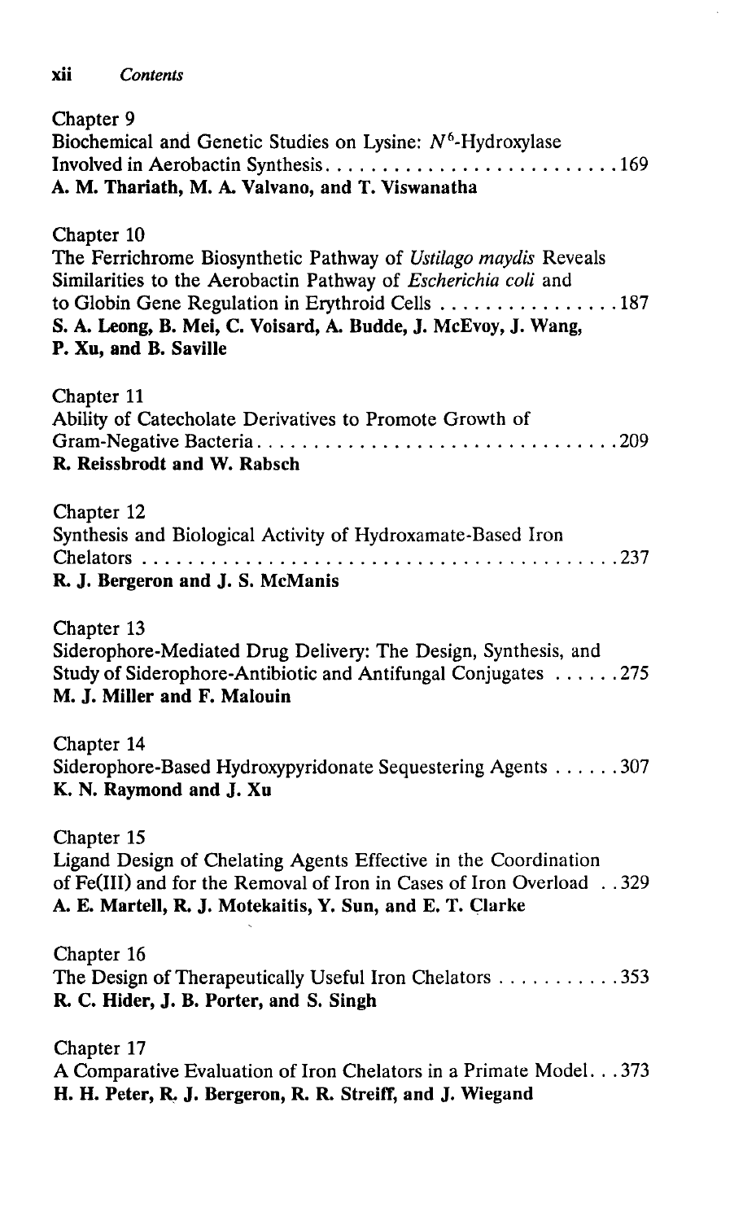Chapter 9
Biochemical and Genetic Studies on Lysine: $N^6$-Hydroxylase Involved in Aerobactin Synthesis . . . . . . . . . . . . . . . . . . . . . . . . . 169
**A. M. Thariath, M. A. Valvano, and T. Viswanatha**

Chapter 10
The Ferrichrome Biosynthetic Pathway of *Ustilago maydis* Reveals Similarities to the Aerobactin Pathway of *Escherichia coli* and to Globin Gene Regulation in Erythroid Cells . . . . . . . . . . . . . . . . 187
**S. A. Leong, B. Mei, C. Voisard, A. Budde, J. McEvoy, J. Wang, P. Xu, and B. Saville**

Chapter 11
Ability of Catecholate Derivatives to Promote Growth of Gram-Negative Bacteria . . . . . . . . . . . . . . . . . . . . . . . . . . . . . . . . 209
**R. Reissbrodt and W. Rabsch**

Chapter 12
Synthesis and Biological Activity of Hydroxamate-Based Iron Chelators . . . . . . . . . . . . . . . . . . . . . . . . . . . . . . . . . . . . . . . . . 237
**R. J. Bergeron and J. S. McManis**

Chapter 13
Siderophore-Mediated Drug Delivery: The Design, Synthesis, and Study of Siderophore-Antibiotic and Antifungal Conjugates . . . . . . 275
**M. J. Miller and F. Malouin**

Chapter 14
Siderophore-Based Hydroxypyridonate Sequestering Agents . . . . . . 307
**K. N. Raymond and J. Xu**

Chapter 15
Ligand Design of Chelating Agents Effective in the Coordination of Fe(III) and for the Removal of Iron in Cases of Iron Overload . . 329
**A. E. Martell, R. J. Motekaitis, Y. Sun, and E. T. Clarke**

Chapter 16
The Design of Therapeutically Useful Iron Chelators . . . . . . . . . . . 353
**R. C. Hider, J. B. Porter, and S. Singh**

Chapter 17
A Comparative Evaluation of Iron Chelators in a Primate Model. . . 373
**H. H. Peter, R. J. Bergeron, R. R. Streiff, and J. Wiegand**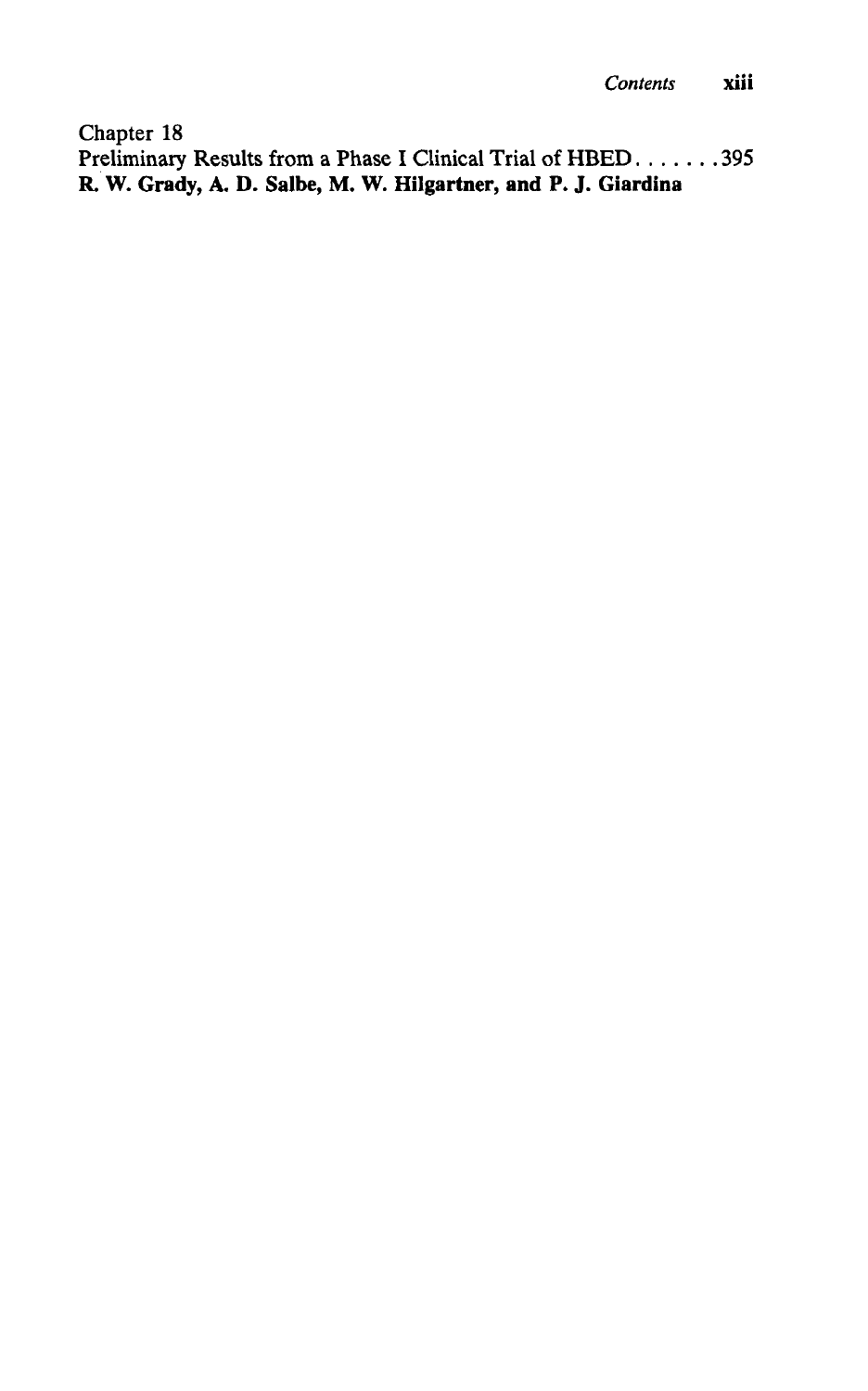Chapter 18
Preliminary Results from a Phase I Clinical Trial of HBED. . . . . . . .395
**R. W. Grady, A. D. Salbe, M. W. Hilgartner, and P. J. Giardina**